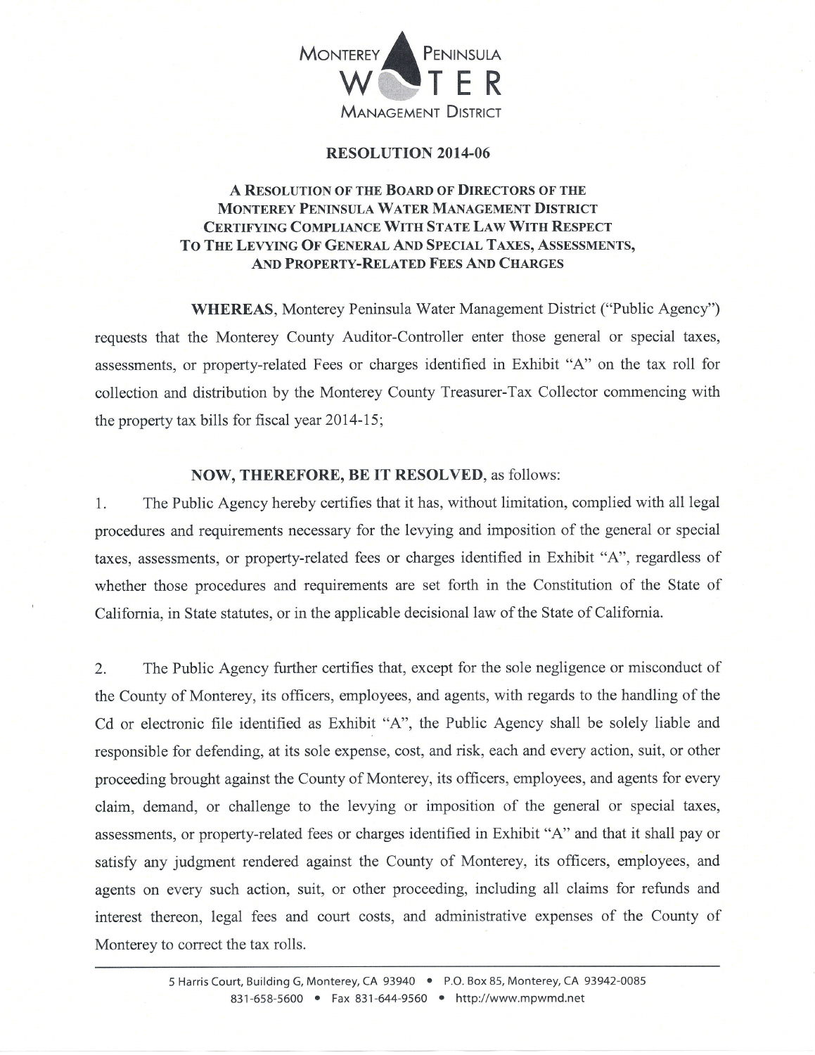MONTEREY PENINSULA WATER MANAGEMENT DISTRICT

# RESOLUTION 2014-06

## A RESOLUTION OF THE BOARD OF DIRECTORS OF THE MONTEREY PENINSULA WATER MANAGEMENT DISTRICT CERTIFYING COMPLIANCE WITH STATE LAW WITH RESPECT TO THE LEVYING OF GENERAL AND SPECIAL TAXES, ASSESSMENTS, AND PROPERTY-RELATED FEES AND CHARGES

**WHEREAS**, Monterey Peninsula Water Management District ("Public Agency") requests that the Monterey County Auditor-Controller enter those general or special taxes, assessments, or property-related Fees or charges identified in Exhibit "A" on the tax roll for collection and distribution by the Monterey County Treasurer-Tax Collector commencing with the property tax bills for fiscal year 2014-15;

**NOW, THEREFORE, BE IT RESOLVED**, as follows:

1. The Public Agency hereby certifies that it has, without limitation, complied with all legal procedures and requirements necessary for the levying and imposition of the general or special taxes, assessments, or property-related fees or charges identified in Exhibit "A", regardless of whether those procedures and requirements are set forth in the Constitution of the State of California, in State statutes, or in the applicable decisional law of the State of California.

2. The Public Agency further certifies that, except for the sole negligence or misconduct of the County of Monterey, its officers, employees, and agents, with regards to the handling of the Cd or electronic file identified as Exhibit "A", the Public Agency shall be solely liable and responsible for defending, at its sole expense, cost, and risk, each and every action, suit, or other proceeding brought against the County of Monterey, its officers, employees, and agents for every claim, demand, or challenge to the levying or imposition of the general or special taxes, assessments, or property-related fees or charges identified in Exhibit "A" and that it shall pay or satisfy any judgment rendered against the County of Monterey, its officers, employees, and agents on every such action, suit, or other proceeding, including all claims for refunds and interest thereon, legal fees and court costs, and administrative expenses of the County of Monterey to correct the tax rolls.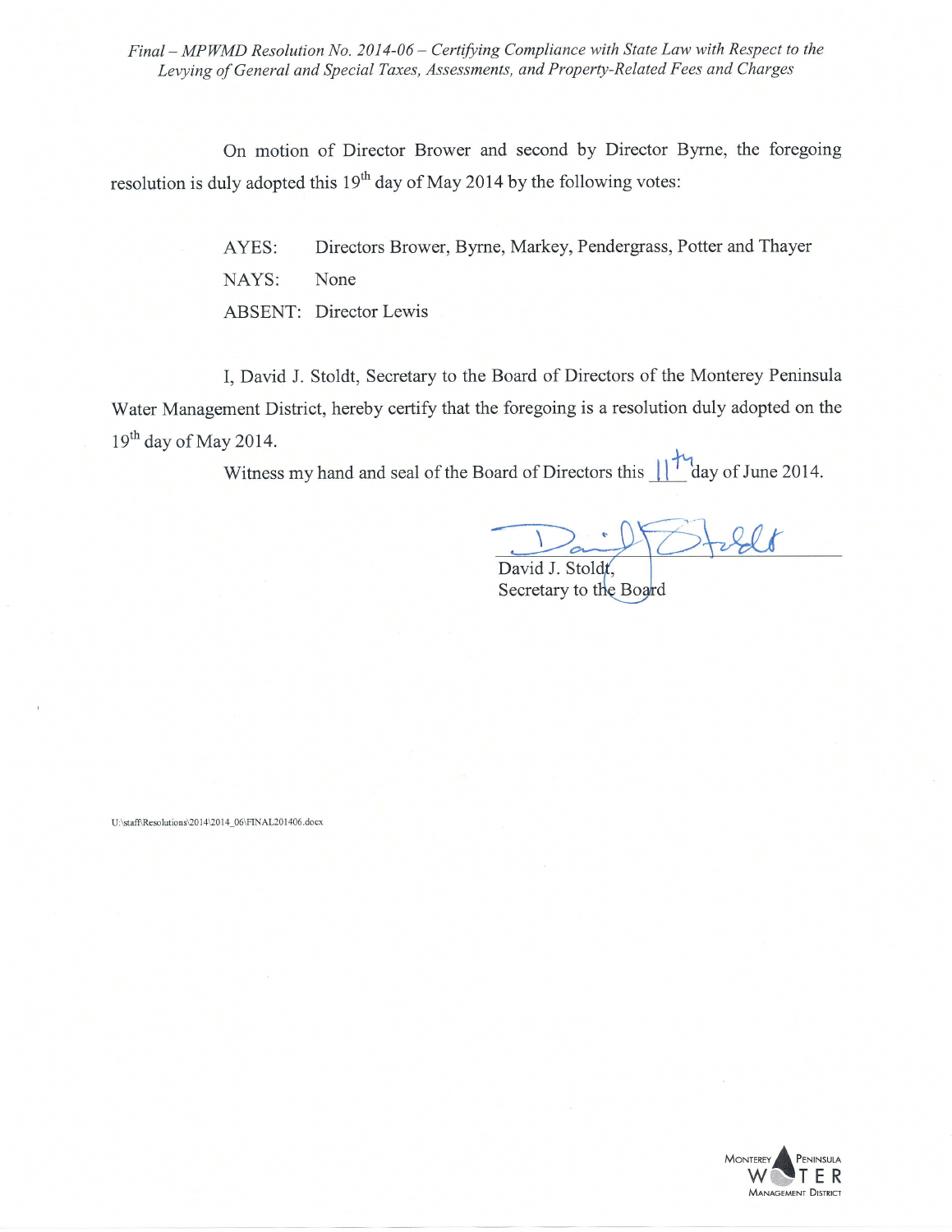On motion of Director Brower and second by Director Byrne, the foregoing resolution is duly adopted this 19th day of May 2014 by the following votes:

AYES: Directors Brower, Byrne, Markey, Pendergrass, Potter and Thayer

NAYS: None

ABSENT: Director Lewis

I, David J. Stoldt, Secretary to the Board of Directors of the Monterey Peninsula Water Management District, hereby certify that the foregoing is a resolution duly adopted on the 19th day of May 2014.

Witness my hand and seal of the Board of Directors this 11th day of June 2014.

David J. Stoldt,
Secretary to the Board

U:\staff\Resolutions\2014\2014_06\FINAL201406.docx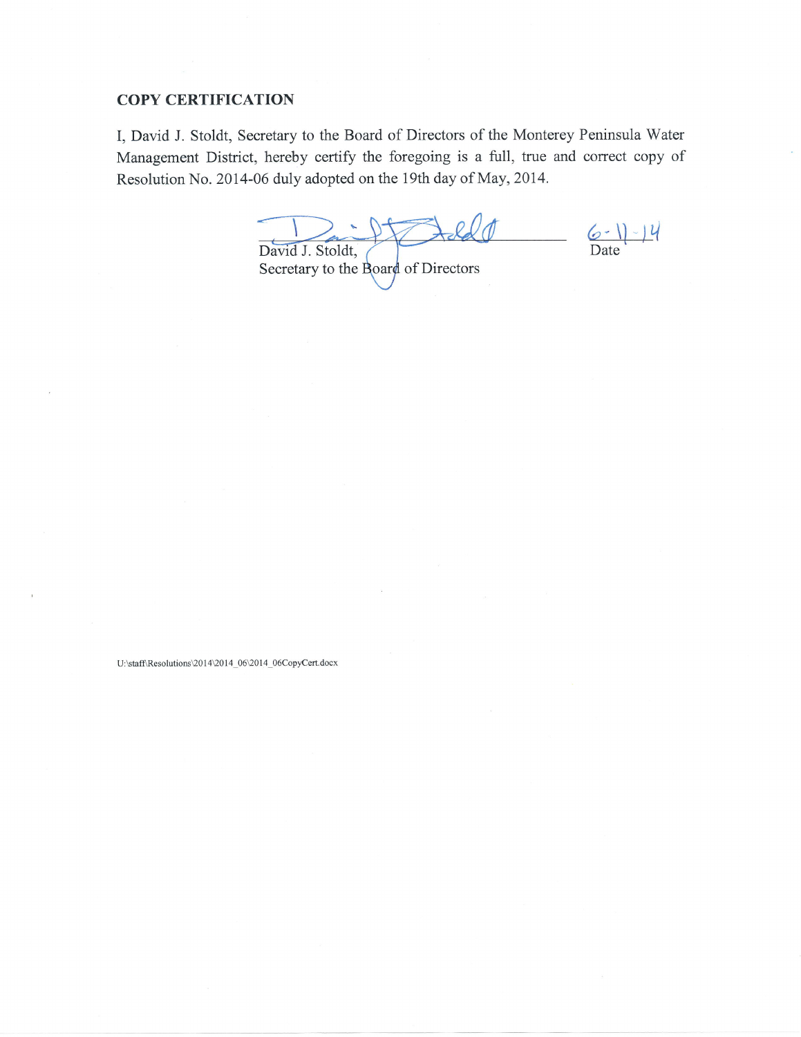## COPY CERTIFICATION

I, David J. Stoldt, Secretary to the Board of Directors of the Monterey Peninsula Water Management District, hereby certify the foregoing is a full, true and correct copy of Resolution No. 2014-06 duly adopted on the 19th day of May, 2014.

David J. Stoldt,
Secretary to the Board of Directors

6-11-14
Date

U:\staff\Resolutions\2014\2014_06\2014_06CopyCert.docx